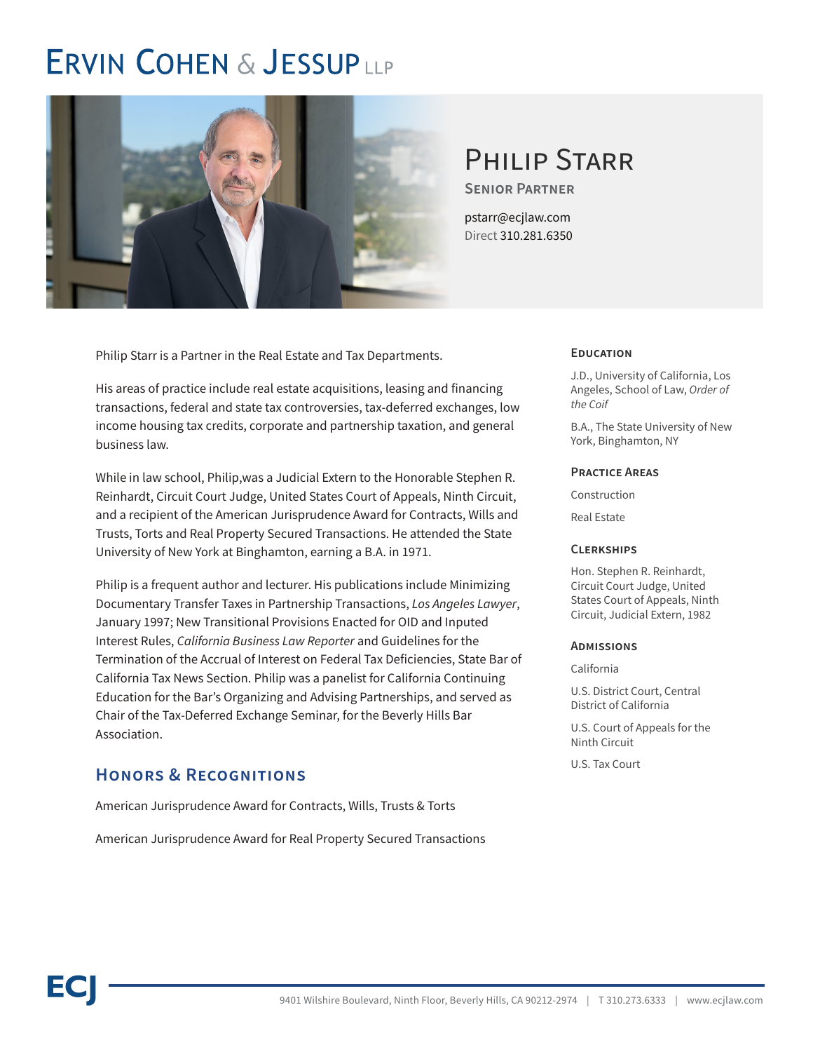# Ervin Cohen & Jessup LLP

## Philip Starr

**Senior Partner**

pstarr@ecjlaw.com
Direct 310.281.6350

Philip Starr is a Partner in the Real Estate and Tax Departments.

His areas of practice include real estate acquisitions, leasing and financing transactions, federal and state tax controversies, tax-deferred exchanges, low income housing tax credits, corporate and partnership taxation, and general business law.

While in law school, Philip,was a Judicial Extern to the Honorable Stephen R. Reinhardt, Circuit Court Judge, United States Court of Appeals, Ninth Circuit, and a recipient of the American Jurisprudence Award for Contracts, Wills and Trusts, Torts and Real Property Secured Transactions. He attended the State University of New York at Binghamton, earning a B.A. in 1971.

Philip is a frequent author and lecturer. His publications include Minimizing Documentary Transfer Taxes in Partnership Transactions, *Los Angeles Lawyer*, January 1997; New Transitional Provisions Enacted for OID and Inputed Interest Rules, *California Business Law Reporter* and Guidelines for the Termination of the Accrual of Interest on Federal Tax Deficiencies, State Bar of California Tax News Section. Philip was a panelist for California Continuing Education for the Bar's Organizing and Advising Partnerships, and served as Chair of the Tax-Deferred Exchange Seminar, for the Beverly Hills Bar Association.

### Honors & Recognitions

American Jurisprudence Award for Contracts, Wills, Trusts & Torts

American Jurisprudence Award for Real Property Secured Transactions

### Education

J.D., University of California, Los Angeles, School of Law, *Order of the Coif*

B.A., The State University of New York, Binghamton, NY

### Practice Areas

Construction

Real Estate

### Clerkships

Hon. Stephen R. Reinhardt, Circuit Court Judge, United States Court of Appeals, Ninth Circuit, Judicial Extern, 1982

### Admissions

California

U.S. District Court, Central District of California

U.S. Court of Appeals for the Ninth Circuit

U.S. Tax Court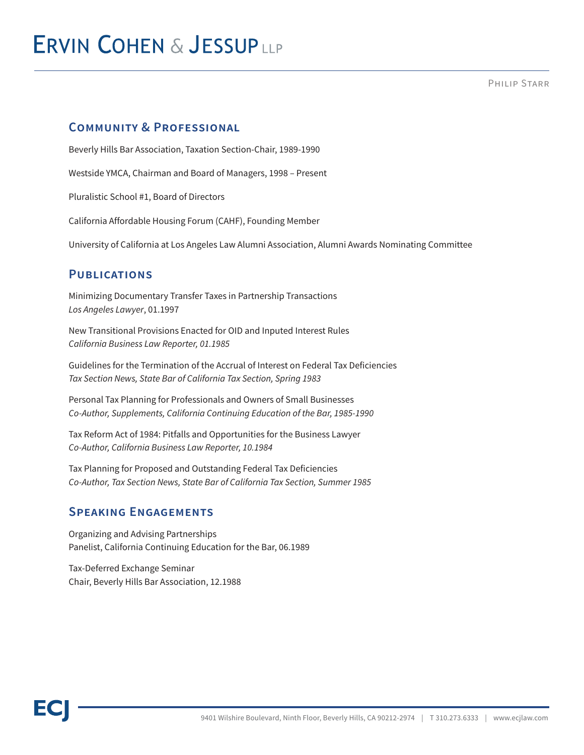## Community & Professional

Beverly Hills Bar Association, Taxation Section-Chair, 1989-1990

Westside YMCA, Chairman and Board of Managers, 1998 – Present

Pluralistic School #1, Board of Directors

California Affordable Housing Forum (CAHF), Founding Member

University of California at Los Angeles Law Alumni Association, Alumni Awards Nominating Committee

## Publications

Minimizing Documentary Transfer Taxes in Partnership Transactions
*Los Angeles Lawyer*, 01.1997

New Transitional Provisions Enacted for OID and Inputed Interest Rules
*California Business Law Reporter, 01.1985*

Guidelines for the Termination of the Accrual of Interest on Federal Tax Deficiencies
*Tax Section News, State Bar of California Tax Section, Spring 1983*

Personal Tax Planning for Professionals and Owners of Small Businesses
*Co-Author, Supplements, California Continuing Education of the Bar, 1985-1990*

Tax Reform Act of 1984: Pitfalls and Opportunities for the Business Lawyer
*Co-Author, California Business Law Reporter, 10.1984*

Tax Planning for Proposed and Outstanding Federal Tax Deficiencies
*Co-Author, Tax Section News, State Bar of California Tax Section, Summer 1985*

## Speaking Engagements

Organizing and Advising Partnerships
Panelist, California Continuing Education for the Bar, 06.1989

Tax-Deferred Exchange Seminar
Chair, Beverly Hills Bar Association, 12.1988